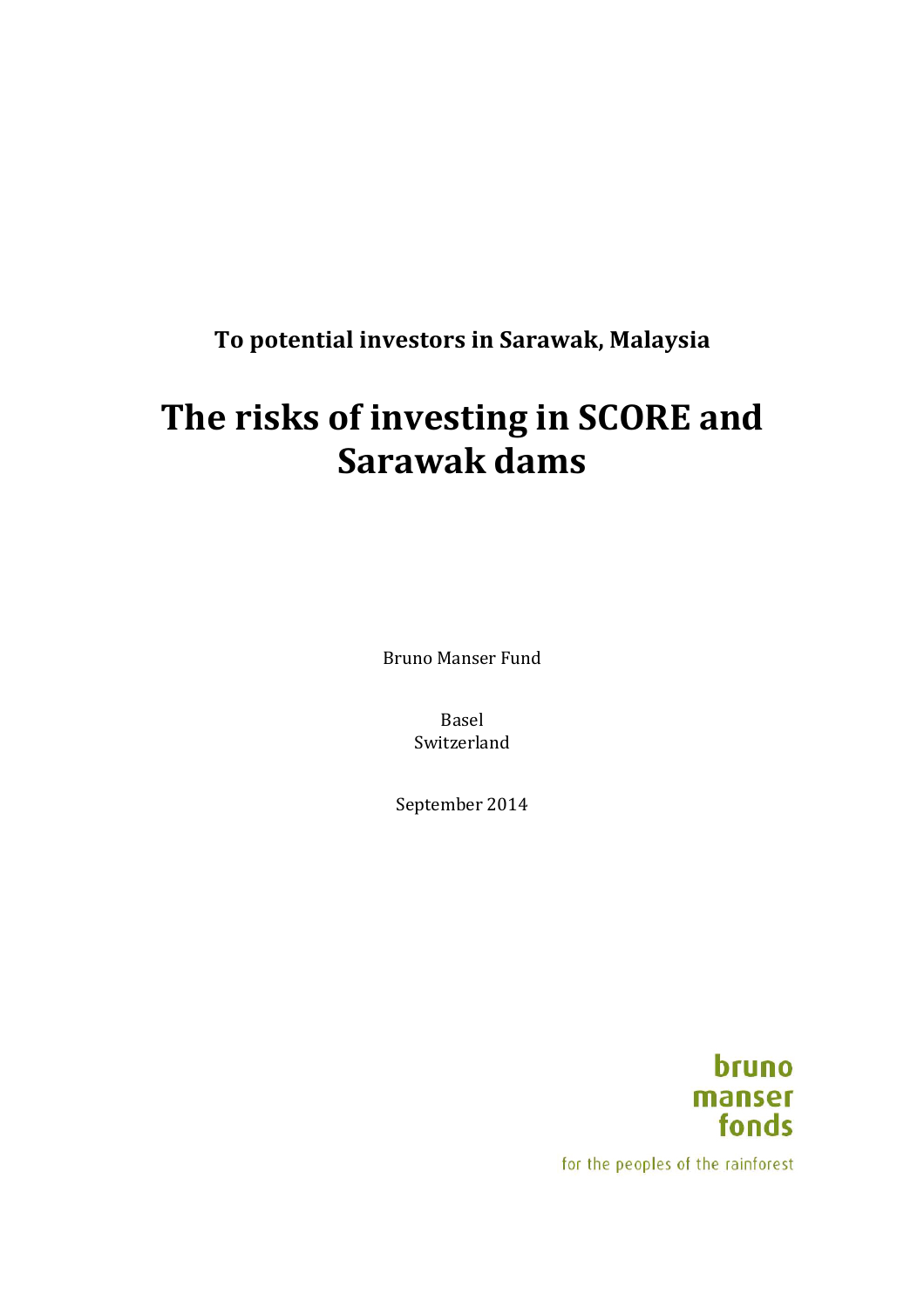**To potential investors in Sarawak, Malaysia**

# The risks of investing in SCORE and Sarawak dams

Bruno Manser Fund

Basel
Switzerland

September 2014

bruno
manser
fonds

for the peoples of the rainforest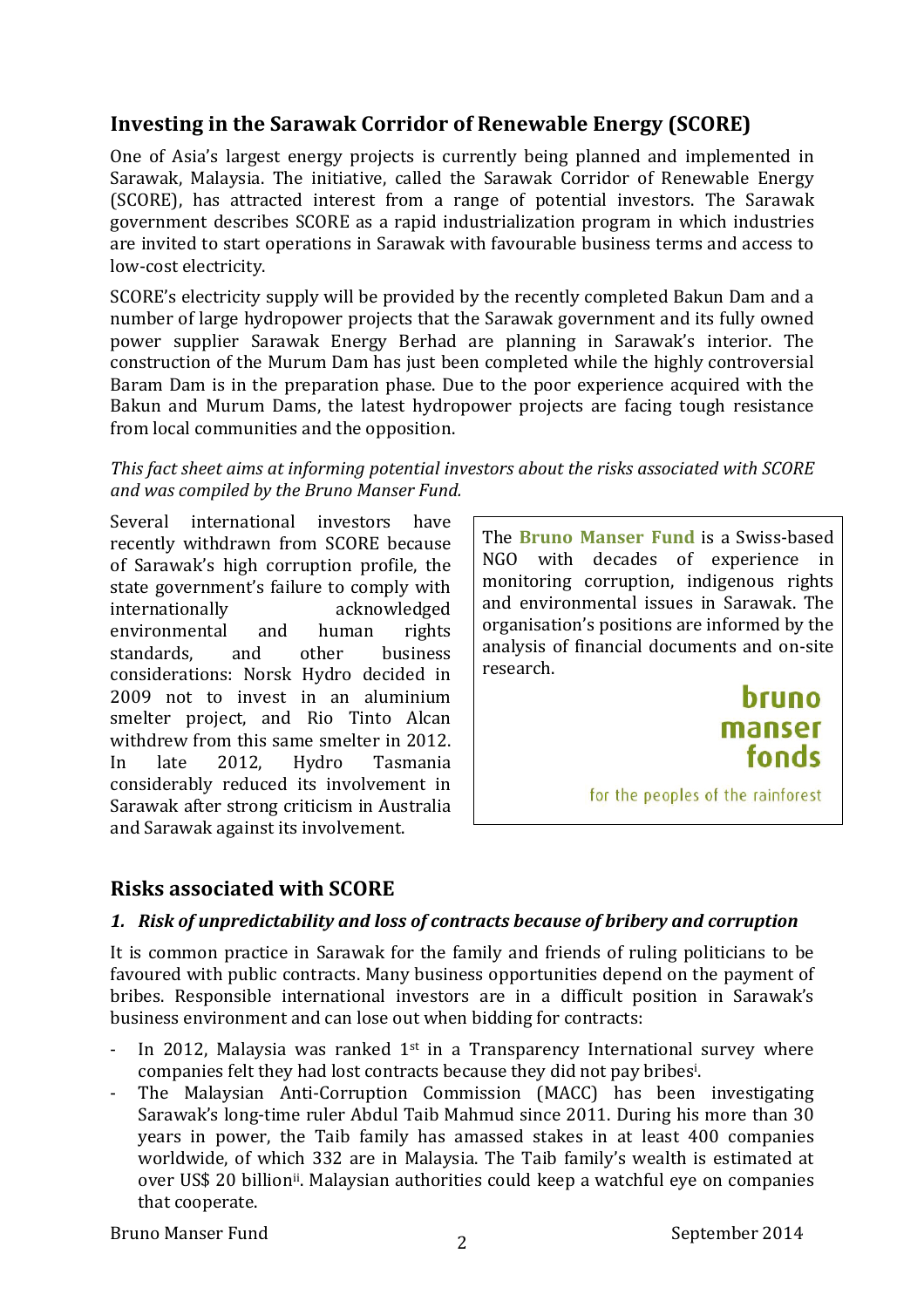## Investing in the Sarawak Corridor of Renewable Energy (SCORE)

One of Asia's largest energy projects is currently being planned and implemented in Sarawak, Malaysia. The initiative, called the Sarawak Corridor of Renewable Energy (SCORE), has attracted interest from a range of potential investors. The Sarawak government describes SCORE as a rapid industrialization program in which industries are invited to start operations in Sarawak with favourable business terms and access to low-cost electricity.

SCORE's electricity supply will be provided by the recently completed Bakun Dam and a number of large hydropower projects that the Sarawak government and its fully owned power supplier Sarawak Energy Berhad are planning in Sarawak's interior. The construction of the Murum Dam has just been completed while the highly controversial Baram Dam is in the preparation phase. Due to the poor experience acquired with the Bakun and Murum Dams, the latest hydropower projects are facing tough resistance from local communities and the opposition.

*This fact sheet aims at informing potential investors about the risks associated with SCORE and was compiled by the Bruno Manser Fund.*

Several international investors have recently withdrawn from SCORE because of Sarawak's high corruption profile, the state government's failure to comply with internationally acknowledged environmental and human rights standards, and other business considerations: Norsk Hydro decided in 2009 not to invest in an aluminium smelter project, and Rio Tinto Alcan withdrew from this same smelter in 2012. In late 2012, Hydro Tasmania considerably reduced its involvement in Sarawak after strong criticism in Australia and Sarawak against its involvement.

The **Bruno Manser Fund** is a Swiss-based NGO with decades of experience in monitoring corruption, indigenous rights and environmental issues in Sarawak. The organisation's positions are informed by the analysis of financial documents and on-site research.

**bruno manser fonds**

for the peoples of the rainforest

## Risks associated with SCORE

### *1. Risk of unpredictability and loss of contracts because of bribery and corruption*

It is common practice in Sarawak for the family and friends of ruling politicians to be favoured with public contracts. Many business opportunities depend on the payment of bribes. Responsible international investors are in a difficult position in Sarawak's business environment and can lose out when bidding for contracts:

- In 2012, Malaysia was ranked 1st in a Transparency International survey where companies felt they had lost contracts because they did not pay bribes[i].
- The Malaysian Anti-Corruption Commission (MACC) has been investigating Sarawak's long-time ruler Abdul Taib Mahmud since 2011. During his more than 30 years in power, the Taib family has amassed stakes in at least 400 companies worldwide, of which 332 are in Malaysia. The Taib family's wealth is estimated at over US$ 20 billion[ii]. Malaysian authorities could keep a watchful eye on companies that cooperate.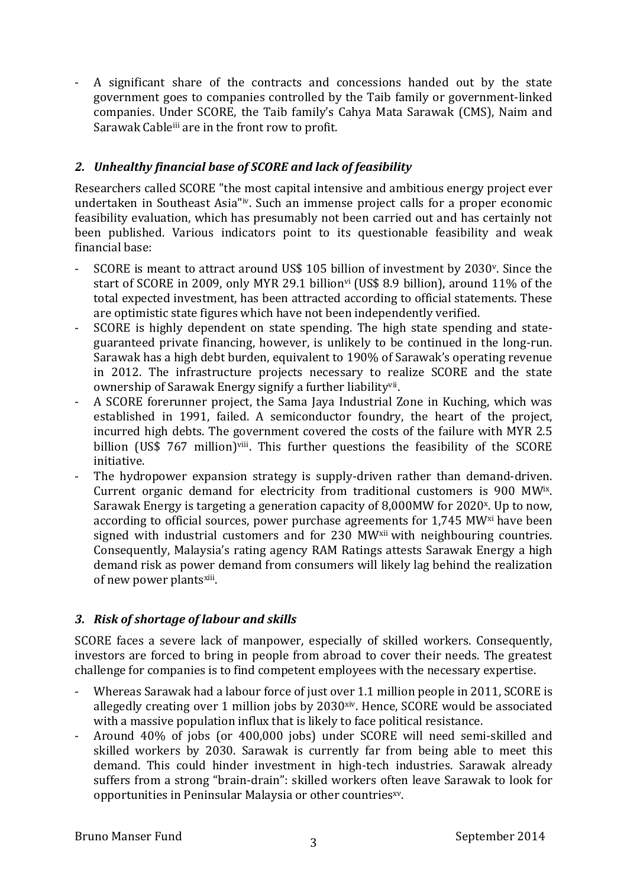- A significant share of the contracts and concessions handed out by the state government goes to companies controlled by the Taib family or government-linked companies. Under SCORE, the Taib family's Cahya Mata Sarawak (CMS), Naim and Sarawak Cable[iii] are in the front row to profit.

## *2. Unhealthy financial base of SCORE and lack of feasibility*

Researchers called SCORE "the most capital intensive and ambitious energy project ever undertaken in Southeast Asia"[iv]. Such an immense project calls for a proper economic feasibility evaluation, which has presumably not been carried out and has certainly not been published. Various indicators point to its questionable feasibility and weak financial base:

- SCORE is meant to attract around US$ 105 billion of investment by 2030[v]. Since the start of SCORE in 2009, only MYR 29.1 billion[vi] (US$ 8.9 billion), around 11% of the total expected investment, has been attracted according to official statements. These are optimistic state figures which have not been independently verified.
- SCORE is highly dependent on state spending. The high state spending and state-guaranteed private financing, however, is unlikely to be continued in the long-run. Sarawak has a high debt burden, equivalent to 190% of Sarawak's operating revenue in 2012. The infrastructure projects necessary to realize SCORE and the state ownership of Sarawak Energy signify a further liability[vii].
- A SCORE forerunner project, the Sama Jaya Industrial Zone in Kuching, which was established in 1991, failed. A semiconductor foundry, the heart of the project, incurred high debts. The government covered the costs of the failure with MYR 2.5 billion (US$ 767 million)[viii]. This further questions the feasibility of the SCORE initiative.
- The hydropower expansion strategy is supply-driven rather than demand-driven. Current organic demand for electricity from traditional customers is 900 MW[ix]. Sarawak Energy is targeting a generation capacity of 8,000MW for 2020[x]. Up to now, according to official sources, power purchase agreements for 1,745 MW[xi] have been signed with industrial customers and for 230 MW[xii] with neighbouring countries. Consequently, Malaysia's rating agency RAM Ratings attests Sarawak Energy a high demand risk as power demand from consumers will likely lag behind the realization of new power plants[xiii].

## *3. Risk of shortage of labour and skills*

SCORE faces a severe lack of manpower, especially of skilled workers. Consequently, investors are forced to bring in people from abroad to cover their needs. The greatest challenge for companies is to find competent employees with the necessary expertise.

- Whereas Sarawak had a labour force of just over 1.1 million people in 2011, SCORE is allegedly creating over 1 million jobs by 2030[xiv]. Hence, SCORE would be associated with a massive population influx that is likely to face political resistance.
- Around 40% of jobs (or 400,000 jobs) under SCORE will need semi-skilled and skilled workers by 2030. Sarawak is currently far from being able to meet this demand. This could hinder investment in high-tech industries. Sarawak already suffers from a strong "brain-drain": skilled workers often leave Sarawak to look for opportunities in Peninsular Malaysia or other countries[xv].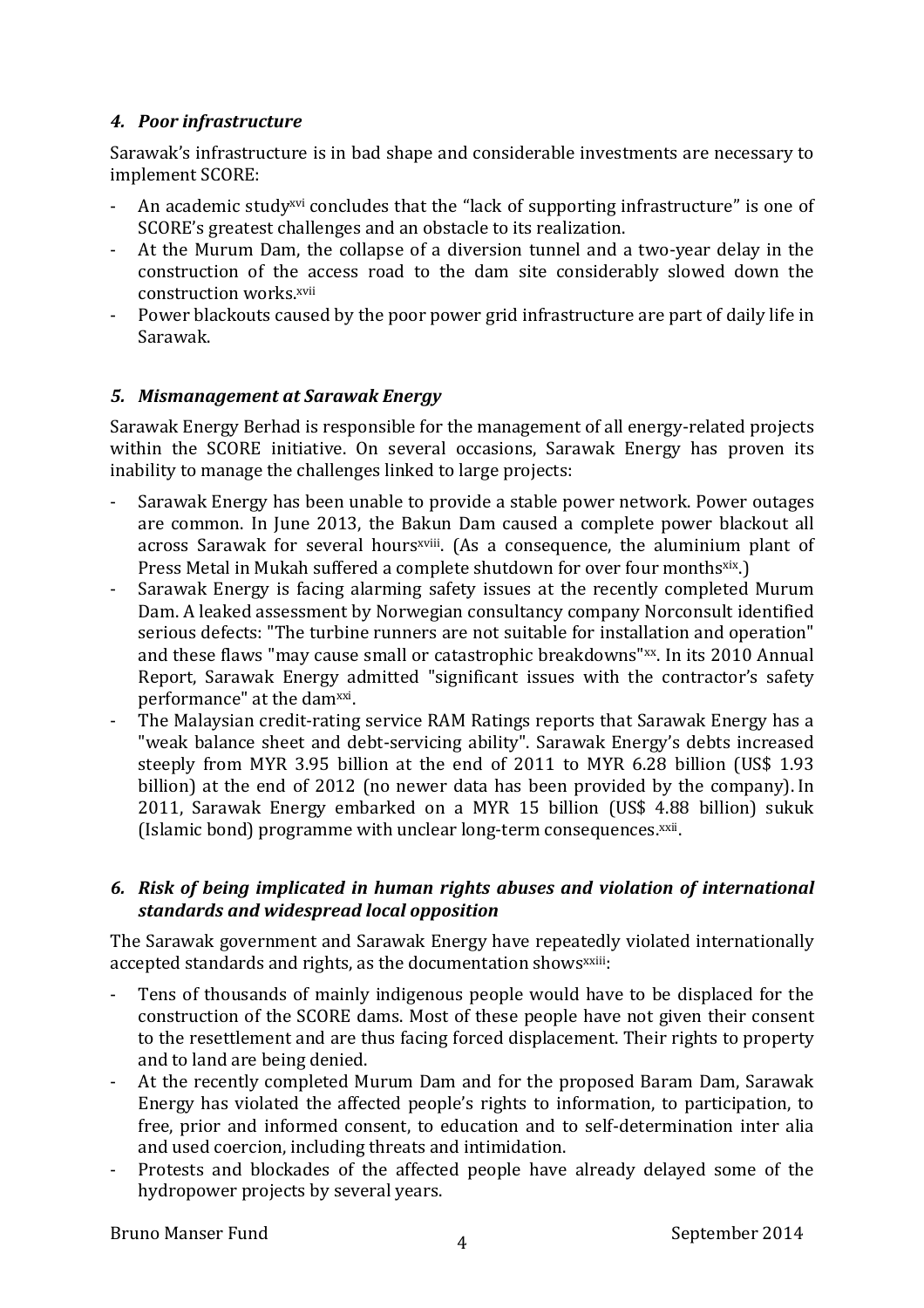### *4. Poor infrastructure*

Sarawak's infrastructure is in bad shape and considerable investments are necessary to implement SCORE:

- An academic study[xvi] concludes that the "lack of supporting infrastructure" is one of SCORE's greatest challenges and an obstacle to its realization.
- At the Murum Dam, the collapse of a diversion tunnel and a two-year delay in the construction of the access road to the dam site considerably slowed down the construction works.[xvii]
- Power blackouts caused by the poor power grid infrastructure are part of daily life in Sarawak.

### *5. Mismanagement at Sarawak Energy*

Sarawak Energy Berhad is responsible for the management of all energy-related projects within the SCORE initiative. On several occasions, Sarawak Energy has proven its inability to manage the challenges linked to large projects:

- Sarawak Energy has been unable to provide a stable power network. Power outages are common. In June 2013, the Bakun Dam caused a complete power blackout all across Sarawak for several hours[xviii]. (As a consequence, the aluminium plant of Press Metal in Mukah suffered a complete shutdown for over four months[xix].)
- Sarawak Energy is facing alarming safety issues at the recently completed Murum Dam. A leaked assessment by Norwegian consultancy company Norconsult identified serious defects: "The turbine runners are not suitable for installation and operation" and these flaws "may cause small or catastrophic breakdowns"[xx]. In its 2010 Annual Report, Sarawak Energy admitted "significant issues with the contractor's safety performance" at the dam[xxi].
- The Malaysian credit-rating service RAM Ratings reports that Sarawak Energy has a "weak balance sheet and debt-servicing ability". Sarawak Energy's debts increased steeply from MYR 3.95 billion at the end of 2011 to MYR 6.28 billion (US$ 1.93 billion) at the end of 2012 (no newer data has been provided by the company). In 2011, Sarawak Energy embarked on a MYR 15 billion (US$ 4.88 billion) sukuk (Islamic bond) programme with unclear long-term consequences.[xxii].

### *6. Risk of being implicated in human rights abuses and violation of international standards and widespread local opposition*

The Sarawak government and Sarawak Energy have repeatedly violated internationally accepted standards and rights, as the documentation shows[xxiii]:

- Tens of thousands of mainly indigenous people would have to be displaced for the construction of the SCORE dams. Most of these people have not given their consent to the resettlement and are thus facing forced displacement. Their rights to property and to land are being denied.
- At the recently completed Murum Dam and for the proposed Baram Dam, Sarawak Energy has violated the affected people's rights to information, to participation, to free, prior and informed consent, to education and to self-determination inter alia and used coercion, including threats and intimidation.
- Protests and blockades of the affected people have already delayed some of the hydropower projects by several years.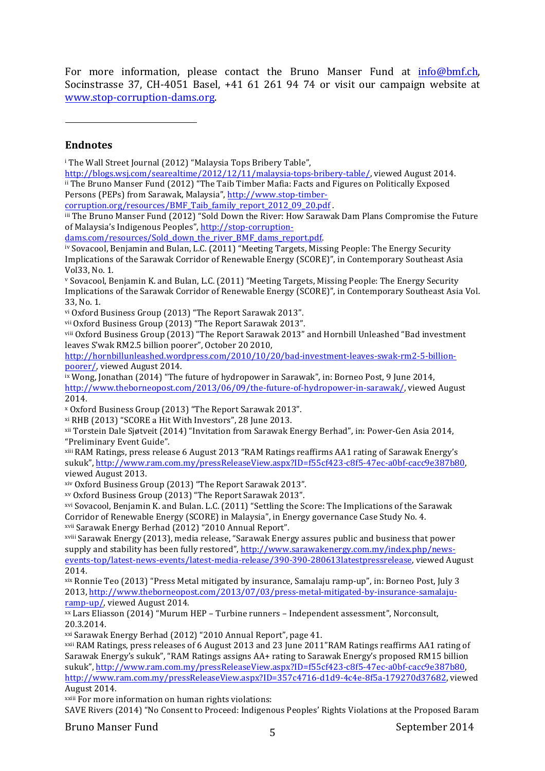For more information, please contact the Bruno Manser Fund at info@bmf.ch, Socinstrasse 37, CH-4051 Basel, +41 61 261 94 74 or visit our campaign website at www.stop-corruption-dams.org.

## Endnotes

[i] The Wall Street Journal (2012) "Malaysia Tops Bribery Table", http://blogs.wsj.com/searealtime/2012/12/11/malaysia-tops-bribery-table/, viewed August 2014.

[ii] The Bruno Manser Fund (2012) "The Taib Timber Mafia: Facts and Figures on Politically Exposed Persons (PEPs) from Sarawak, Malaysia", http://www.stop-timber-corruption.org/resources/BMF_Taib_family_report_2012_09_20.pdf .

[iii] The Bruno Manser Fund (2012) "Sold Down the River: How Sarawak Dam Plans Compromise the Future of Malaysia's Indigenous Peoples", http://stop-corruption-dams.com/resources/Sold_down_the_river_BMF_dams_report.pdf.

[iv] Sovacool, Benjamin and Bulan, L.C. (2011) "Meeting Targets, Missing People: The Energy Security Implications of the Sarawak Corridor of Renewable Energy (SCORE)", in Contemporary Southeast Asia Vol33, No. 1.

[v] Sovacool, Benjamin K. and Bulan, L.C. (2011) "Meeting Targets, Missing People: The Energy Security Implications of the Sarawak Corridor of Renewable Energy (SCORE)", in Contemporary Southeast Asia Vol. 33, No. 1.

[vi] Oxford Business Group (2013) "The Report Sarawak 2013".

[vii] Oxford Business Group (2013) "The Report Sarawak 2013".

[viii] Oxford Business Group (2013) "The Report Sarawak 2013" and Hornbill Unleashed "Bad investment leaves S'wak RM2.5 billion poorer", October 20 2010, http://hornbillunleashed.wordpress.com/2010/10/20/bad-investment-leaves-swak-rm2-5-billion-poorer/, viewed August 2014.

[ix] Wong, Jonathan (2014) "The future of hydropower in Sarawak", in: Borneo Post, 9 June 2014, http://www.theborneopost.com/2013/06/09/the-future-of-hydropower-in-sarawak/, viewed August 2014.

[x] Oxford Business Group (2013) "The Report Sarawak 2013".

[xi] RHB (2013) "SCORE a Hit With Investors", 28 June 2013.

[xii] Torstein Dale Sjøtveit (2014) "Invitation from Sarawak Energy Berhad", in: Power-Gen Asia 2014, "Preliminary Event Guide".

[xiii] RAM Ratings, press release 6 August 2013 "RAM Ratings reaffirms AA1 rating of Sarawak Energy's sukuk", http://www.ram.com.my/pressReleaseView.aspx?ID=f55cf423-c8f5-47ec-a0bf-cacc9e387b80, viewed August 2013.

[xiv] Oxford Business Group (2013) "The Report Sarawak 2013".

[xv] Oxford Business Group (2013) "The Report Sarawak 2013".

[xvi] Sovacool, Benjamin K. and Bulan. L.C. (2011) "Settling the Score: The Implications of the Sarawak Corridor of Renewable Energy (SCORE) in Malaysia", in Energy governance Case Study No. 4.

[xvii] Sarawak Energy Berhad (2012) "2010 Annual Report".

[xviii] Sarawak Energy (2013), media release, "Sarawak Energy assures public and business that power supply and stability has been fully restored", http://www.sarawakenergy.com.my/index.php/news-events-top/latest-news-events/latest-media-release/390-390-280613latestpressrelease, viewed August 2014.

[xix] Ronnie Teo (2013) "Press Metal mitigated by insurance, Samalaju ramp-up", in: Borneo Post, July 3 2013, http://www.theborneopost.com/2013/07/03/press-metal-mitigated-by-insurance-samalaju-ramp-up/, viewed August 2014.

[xx] Lars Eliasson (2014) "Murum HEP – Turbine runners – Independent assessment", Norconsult, 20.3.2014.

[xxi] Sarawak Energy Berhad (2012) "2010 Annual Report", page 41.

[xxii] RAM Ratings, press releases of 6 August 2013 and 23 June 2011"RAM Ratings reaffirms AA1 rating of Sarawak Energy's sukuk", "RAM Ratings assigns AA+ rating to Sarawak Energy's proposed RM15 billion sukuk", http://www.ram.com.my/pressReleaseView.aspx?ID=f55cf423-c8f5-47ec-a0bf-cacc9e387b80, http://www.ram.com.my/pressReleaseView.aspx?ID=357c4716-d1d9-4c4e-8f5a-179270d37682, viewed August 2014.

[xxiii] For more information on human rights violations:
SAVE Rivers (2014) "No Consent to Proceed: Indigenous Peoples' Rights Violations at the Proposed Baram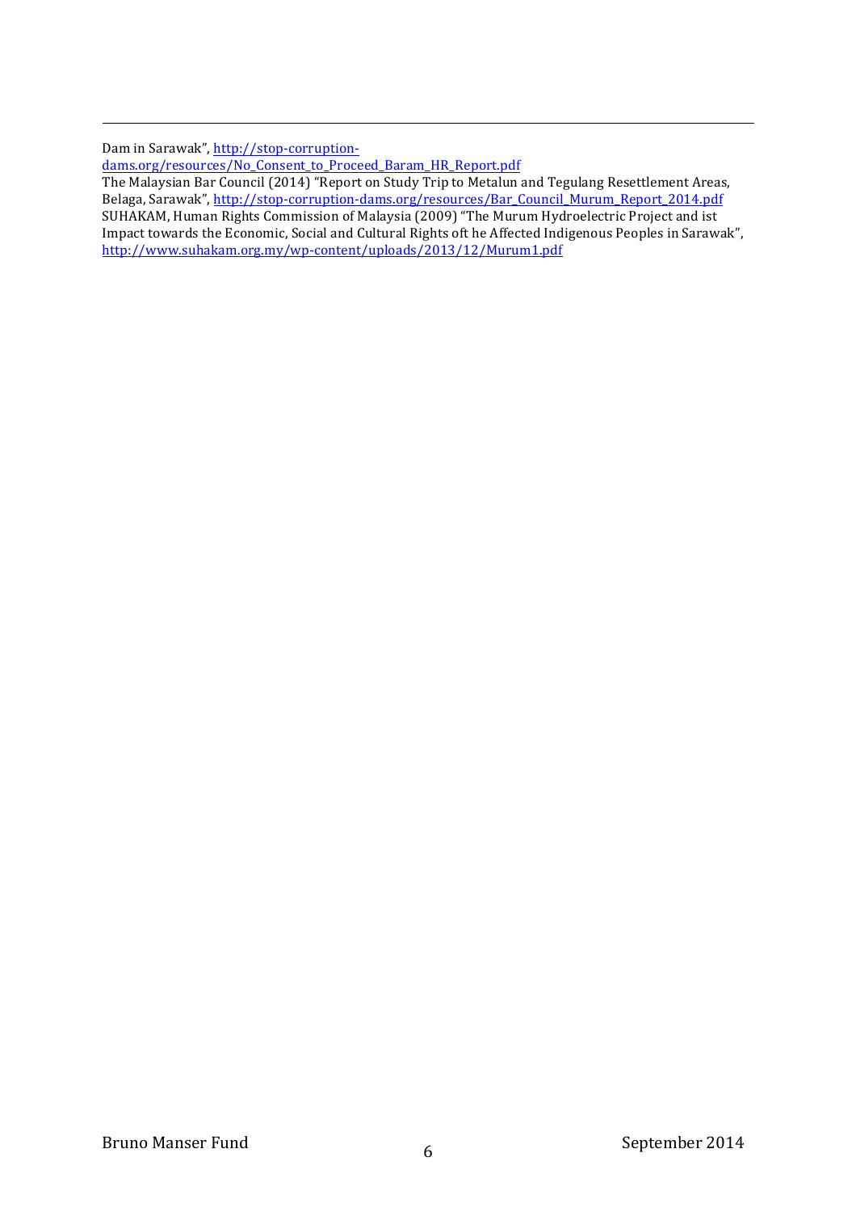Dam in Sarawak", http://stop-corruption-dams.org/resources/No_Consent_to_Proceed_Baram_HR_Report.pdf

The Malaysian Bar Council (2014) "Report on Study Trip to Metalun and Tegulang Resettlement Areas, Belaga, Sarawak", http://stop-corruption-dams.org/resources/Bar_Council_Murum_Report_2014.pdf

SUHAKAM, Human Rights Commission of Malaysia (2009) "The Murum Hydroelectric Project and ist Impact towards the Economic, Social and Cultural Rights oft he Affected Indigenous Peoples in Sarawak", http://www.suhakam.org.my/wp-content/uploads/2013/12/Murum1.pdf